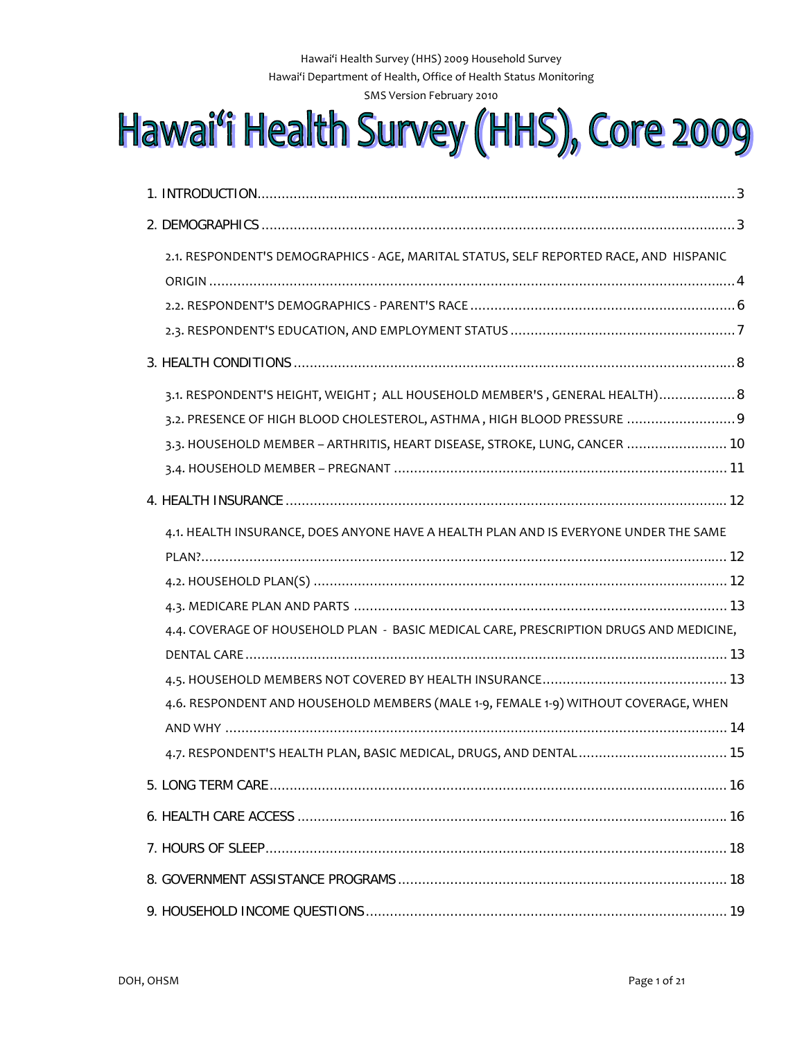Hawai'i Health Survey (HHS) 2009 Household Survey

Hawai'i Department of Health, Office of Health Status Monitoring

SMS Version February 2010

# Hawai'i Health Survey (HHS), Core 2009

1. INTRODUCTION ... 3
2. DEMOGRAPHICS ... 3
   - 2.1. RESPONDENT'S DEMOGRAPHICS - AGE, MARITAL STATUS, SELF REPORTED RACE, AND HISPANIC ORIGIN ... 4
   - 2.2. RESPONDENT'S DEMOGRAPHICS - PARENT'S RACE ... 6
   - 2.3. RESPONDENT'S EDUCATION, AND EMPLOYMENT STATUS ... 7
3. HEALTH CONDITIONS ... 8
   - 3.1. RESPONDENT'S HEIGHT, WEIGHT ; ALL HOUSEHOLD MEMBER'S , GENERAL HEALTH) ... 8
   - 3.2. PRESENCE OF HIGH BLOOD CHOLESTEROL, ASTHMA , HIGH BLOOD PRESSURE ... 9
   - 3.3. HOUSEHOLD MEMBER – ARTHRITIS, HEART DISEASE, STROKE, LUNG, CANCER ... 10
   - 3.4. HOUSEHOLD MEMBER – PREGNANT ... 11
4. HEALTH INSURANCE ... 12
   - 4.1. HEALTH INSURANCE, DOES ANYONE HAVE A HEALTH PLAN AND IS EVERYONE UNDER THE SAME PLAN? ... 12
   - 4.2. HOUSEHOLD PLAN(S) ... 12
   - 4.3. MEDICARE PLAN AND PARTS ... 13
   - 4.4. COVERAGE OF HOUSEHOLD PLAN - BASIC MEDICAL CARE, PRESCRIPTION DRUGS AND MEDICINE, DENTAL CARE ... 13
   - 4.5. HOUSEHOLD MEMBERS NOT COVERED BY HEALTH INSURANCE ... 13
   - 4.6. RESPONDENT AND HOUSEHOLD MEMBERS (MALE 1-9, FEMALE 1-9) WITHOUT COVERAGE, WHEN AND WHY ... 14
   - 4.7. RESPONDENT'S HEALTH PLAN, BASIC MEDICAL, DRUGS, AND DENTAL ... 15
5. LONG TERM CARE ... 16
6. HEALTH CARE ACCESS ... 16
7. HOURS OF SLEEP ... 18
8. GOVERNMENT ASSISTANCE PROGRAMS ... 18
9. HOUSEHOLD INCOME QUESTIONS ... 19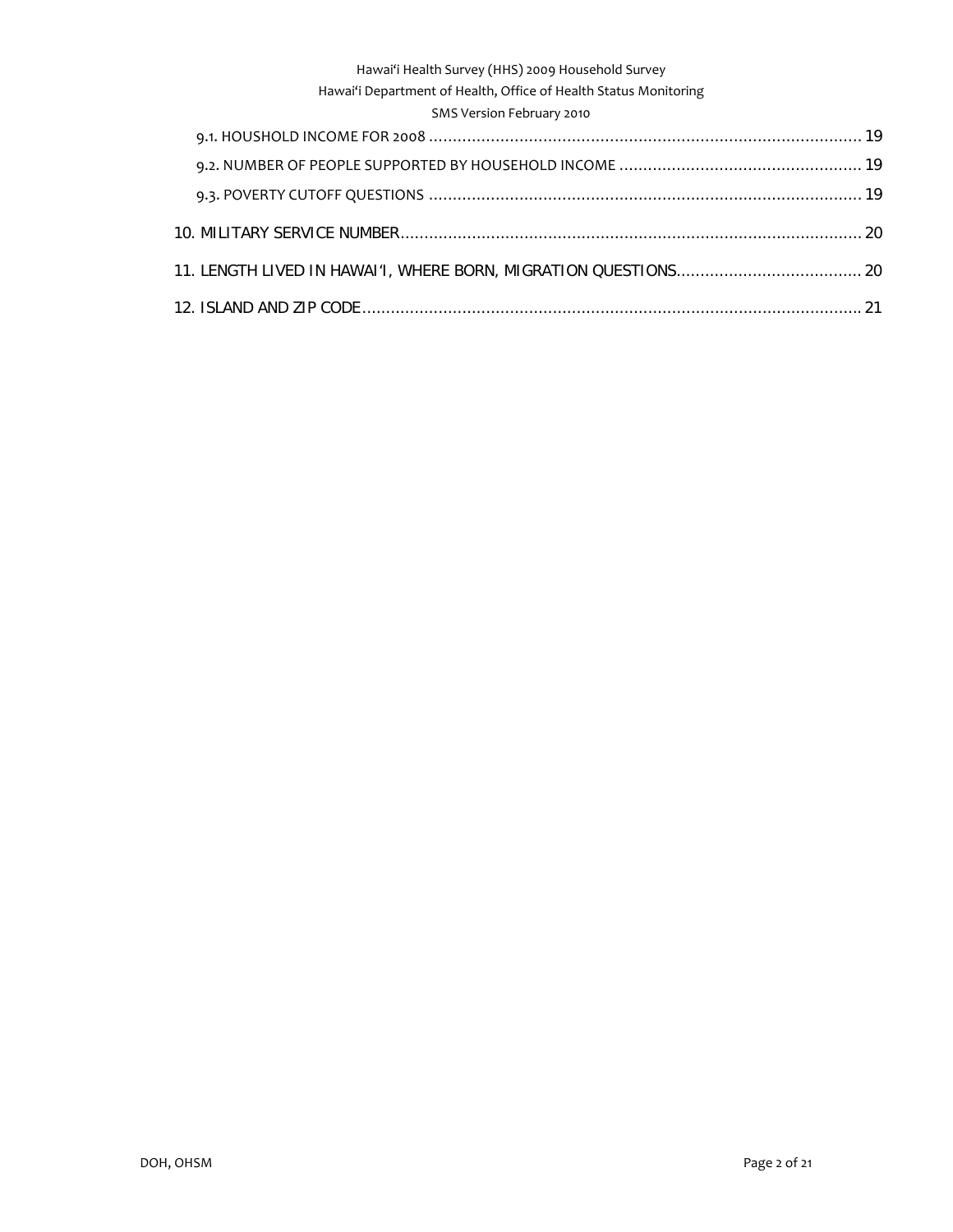9.1. HOUSHOLD INCOME FOR 2008 ........................................................................................ 19

9.2. NUMBER OF PEOPLE SUPPORTED BY HOUSEHOLD INCOME .................................................. 19

9.3. POVERTY CUTOFF QUESTIONS ........................................................................................ 19

10. MILITARY SERVICE NUMBER ................................................................................................ 20

11. LENGTH LIVED IN HAWAI'I, WHERE BORN, MIGRATION QUESTIONS ...................................... 20

12. ISLAND AND ZIP CODE ........................................................................................................ 21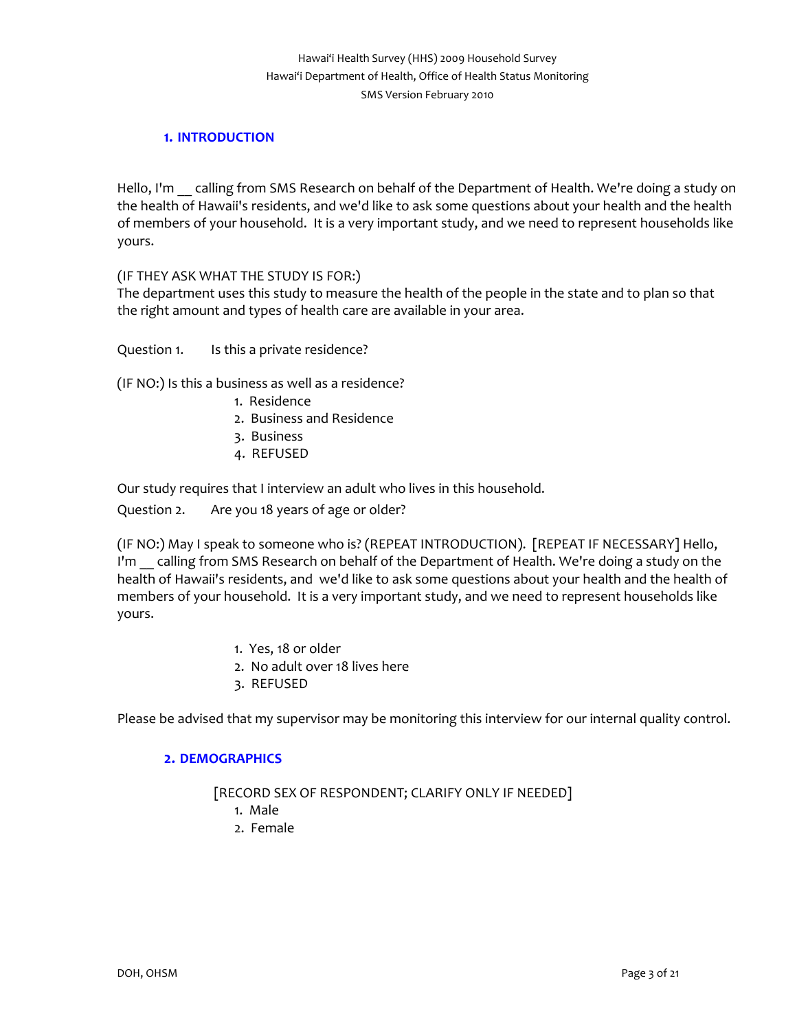Hawaiʻi Health Survey (HHS) 2009 Household Survey
Hawaiʻi Department of Health, Office of Health Status Monitoring
SMS Version February 2010

## 1. INTRODUCTION

Hello, I'm __ calling from SMS Research on behalf of the Department of Health. We're doing a study on the health of Hawaii's residents, and we'd like to ask some questions about your health and the health of members of your household. It is a very important study, and we need to represent households like yours.

(IF THEY ASK WHAT THE STUDY IS FOR:)
The department uses this study to measure the health of the people in the state and to plan so that the right amount and types of health care are available in your area.

Question 1. Is this a private residence?

(IF NO:) Is this a business as well as a residence?

1. Residence
2. Business and Residence
3. Business
4. REFUSED

Our study requires that I interview an adult who lives in this household.

Question 2. Are you 18 years of age or older?

(IF NO:) May I speak to someone who is? (REPEAT INTRODUCTION). [REPEAT IF NECESSARY] Hello, I'm __ calling from SMS Research on behalf of the Department of Health. We're doing a study on the health of Hawaii's residents, and we'd like to ask some questions about your health and the health of members of your household. It is a very important study, and we need to represent households like yours.

1. Yes, 18 or older
2. No adult over 18 lives here
3. REFUSED

Please be advised that my supervisor may be monitoring this interview for our internal quality control.

## 2. DEMOGRAPHICS

[RECORD SEX OF RESPONDENT; CLARIFY ONLY IF NEEDED]

1. Male
2. Female

DOH, OHSM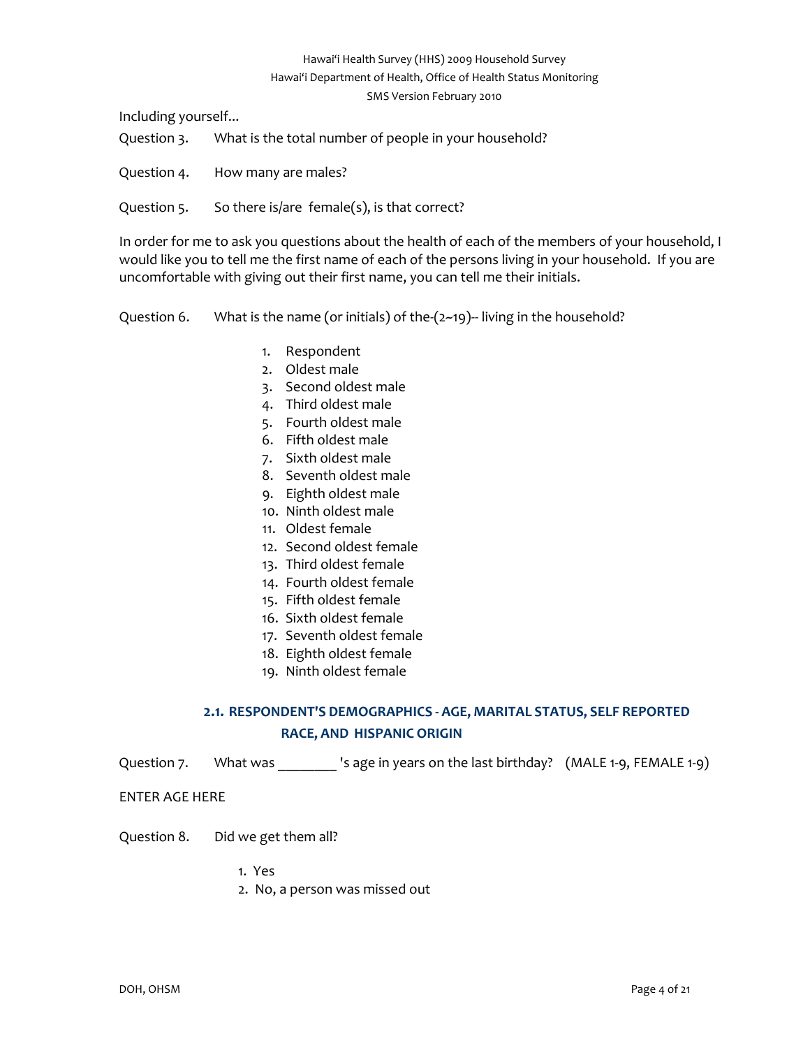Including yourself...

Question 3. What is the total number of people in your household?

Question 4. How many are males?

Question 5. So there is/are female(s), is that correct?

In order for me to ask you questions about the health of each of the members of your household, I would like you to tell me the first name of each of the persons living in your household. If you are uncomfortable with giving out their first name, you can tell me their initials.

Question 6. What is the name (or initials) of the-(2~19)-- living in the household?

1. Respondent
2. Oldest male
3. Second oldest male
4. Third oldest male
5. Fourth oldest male
6. Fifth oldest male
7. Sixth oldest male
8. Seventh oldest male
9. Eighth oldest male
10. Ninth oldest male
11. Oldest female
12. Second oldest female
13. Third oldest female
14. Fourth oldest female
15. Fifth oldest female
16. Sixth oldest female
17. Seventh oldest female
18. Eighth oldest female
19. Ninth oldest female

## 2.1. RESPONDENT'S DEMOGRAPHICS - AGE, MARITAL STATUS, SELF REPORTED RACE, AND HISPANIC ORIGIN

Question 7. What was ________ 's age in years on the last birthday? (MALE 1-9, FEMALE 1-9)

ENTER AGE HERE

Question 8. Did we get them all?

1. Yes
2. No, a person was missed out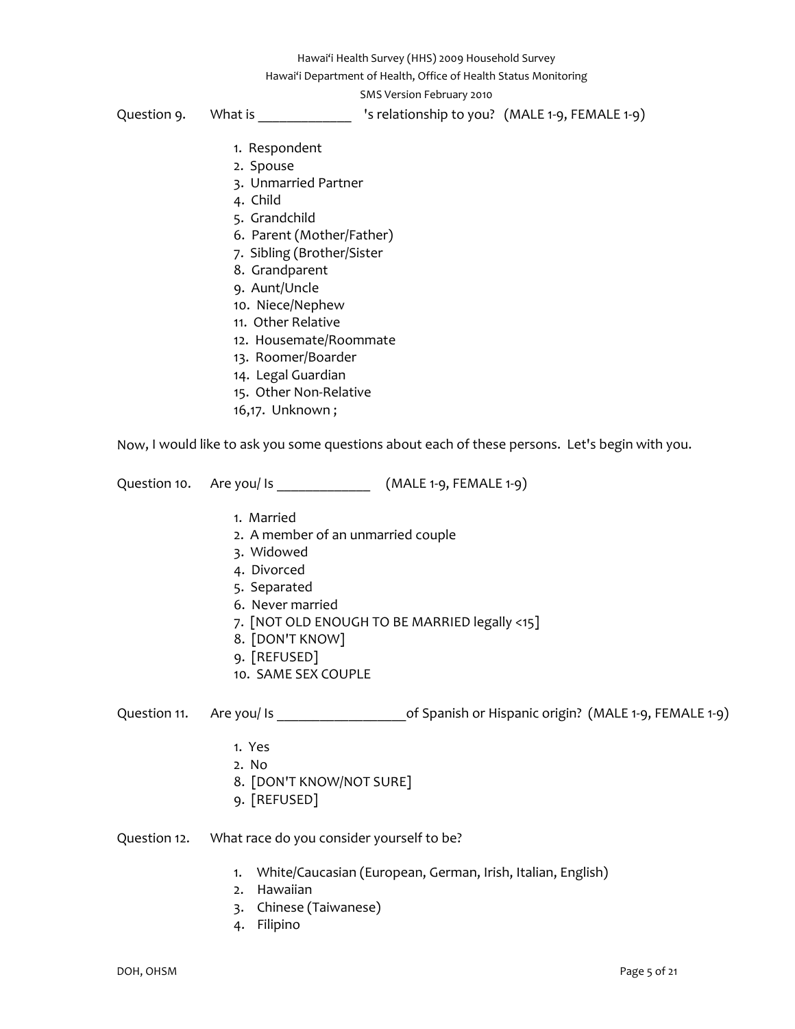Question 9. What is _____________ 's relationship to you? (MALE 1-9, FEMALE 1-9)

1. Respondent
2. Spouse
3. Unmarried Partner
4. Child
5. Grandchild
6. Parent (Mother/Father)
7. Sibling (Brother/Sister
8. Grandparent
9. Aunt/Uncle
10. Niece/Nephew
11. Other Relative
12. Housemate/Roommate
13. Roomer/Boarder
14. Legal Guardian
15. Other Non-Relative

16,17. Unknown ;

Now, I would like to ask you some questions about each of these persons. Let's begin with you.

Question 10. Are you/ Is _____________ (MALE 1-9, FEMALE 1-9)

1. Married
2. A member of an unmarried couple
3. Widowed
4. Divorced
5. Separated
6. Never married
7. [NOT OLD ENOUGH TO BE MARRIED legally <15]
8. [DON'T KNOW]
9. [REFUSED]
10. SAME SEX COUPLE

Question 11. Are you/ Is __________________of Spanish or Hispanic origin? (MALE 1-9, FEMALE 1-9)

1. Yes
2. No

8. [DON'T KNOW/NOT SURE]
9. [REFUSED]

Question 12. What race do you consider yourself to be?

1. White/Caucasian (European, German, Irish, Italian, English)
2. Hawaiian
3. Chinese (Taiwanese)
4. Filipino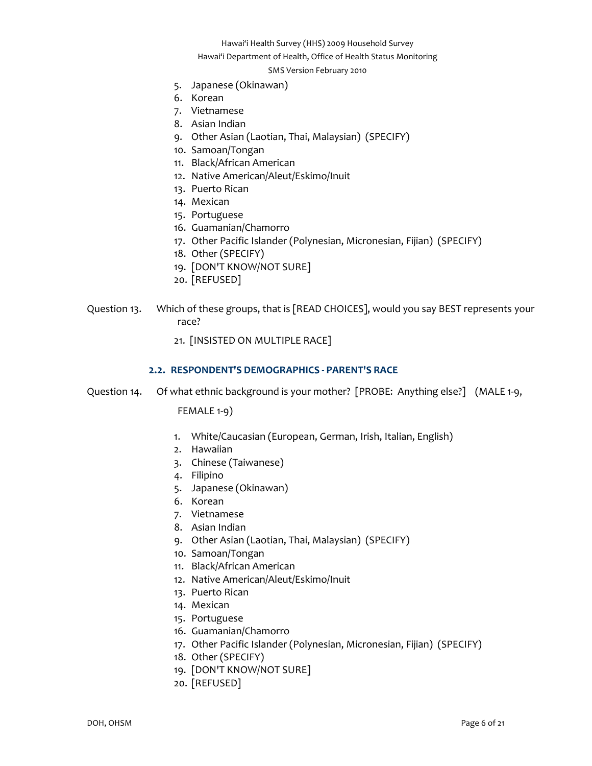5. Japanese (Okinawan)
6. Korean
7. Vietnamese
8. Asian Indian
9. Other Asian (Laotian, Thai, Malaysian) (SPECIFY)
10. Samoan/Tongan
11. Black/African American
12. Native American/Aleut/Eskimo/Inuit
13. Puerto Rican
14. Mexican
15. Portuguese
16. Guamanian/Chamorro
17. Other Pacific Islander (Polynesian, Micronesian, Fijian) (SPECIFY)
18. Other (SPECIFY)
19. [DON'T KNOW/NOT SURE]
20. [REFUSED]

Question 13. Which of these groups, that is [READ CHOICES], would you say BEST represents your race?

21. [INSISTED ON MULTIPLE RACE]

### 2.2. RESPONDENT'S DEMOGRAPHICS - PARENT'S RACE

Question 14. Of what ethnic background is your mother? [PROBE: Anything else?] (MALE 1-9, FEMALE 1-9)

1. White/Caucasian (European, German, Irish, Italian, English)
2. Hawaiian
3. Chinese (Taiwanese)
4. Filipino
5. Japanese (Okinawan)
6. Korean
7. Vietnamese
8. Asian Indian
9. Other Asian (Laotian, Thai, Malaysian) (SPECIFY)
10. Samoan/Tongan
11. Black/African American
12. Native American/Aleut/Eskimo/Inuit
13. Puerto Rican
14. Mexican
15. Portuguese
16. Guamanian/Chamorro
17. Other Pacific Islander (Polynesian, Micronesian, Fijian) (SPECIFY)
18. Other (SPECIFY)
19. [DON'T KNOW/NOT SURE]
20. [REFUSED]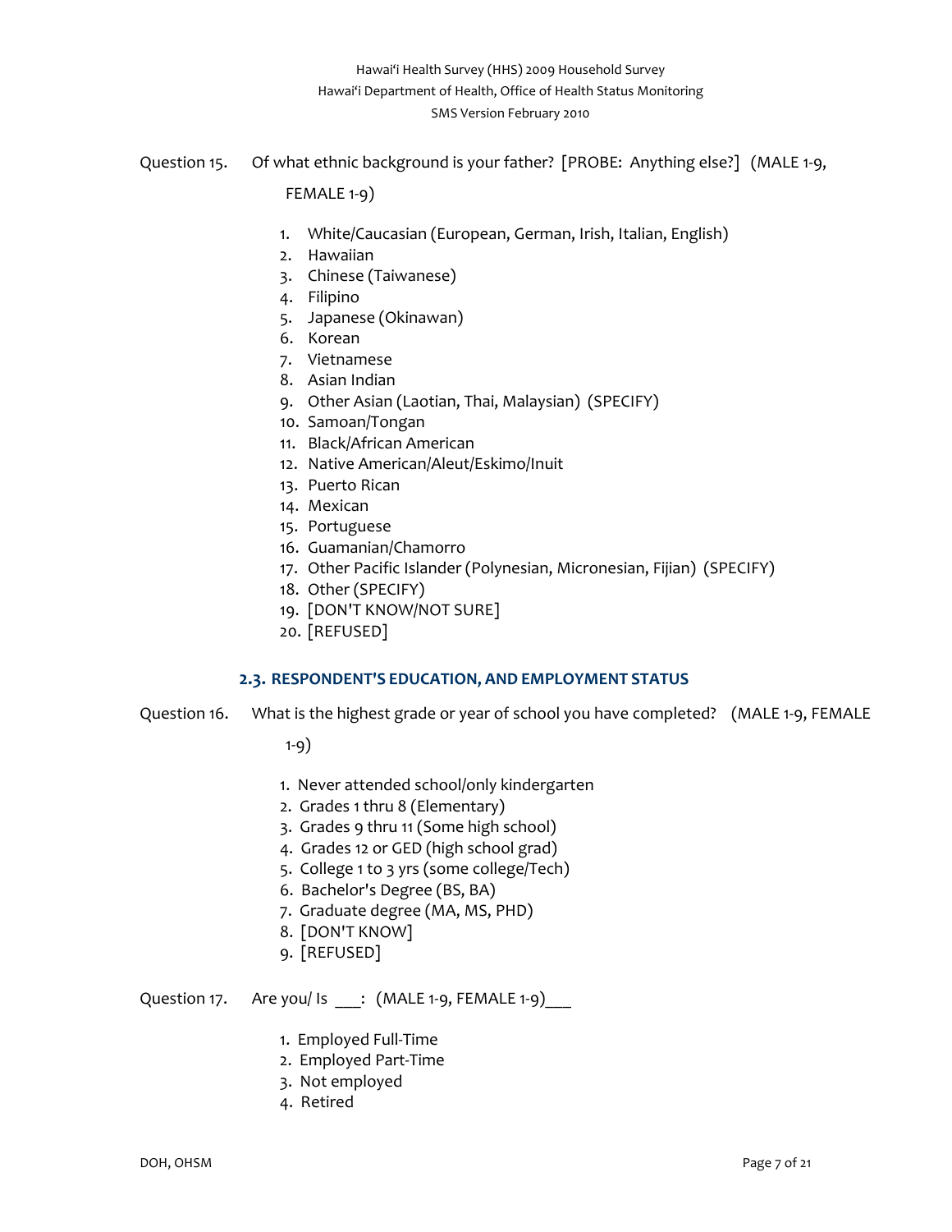Question 15. Of what ethnic background is your father? [PROBE: Anything else?] (MALE 1-9, FEMALE 1-9)

1. White/Caucasian (European, German, Irish, Italian, English)
2. Hawaiian
3. Chinese (Taiwanese)
4. Filipino
5. Japanese (Okinawan)
6. Korean
7. Vietnamese
8. Asian Indian
9. Other Asian (Laotian, Thai, Malaysian) (SPECIFY)
10. Samoan/Tongan
11. Black/African American
12. Native American/Aleut/Eskimo/Inuit
13. Puerto Rican
14. Mexican
15. Portuguese
16. Guamanian/Chamorro
17. Other Pacific Islander (Polynesian, Micronesian, Fijian) (SPECIFY)
18. Other (SPECIFY)
19. [DON'T KNOW/NOT SURE]
20. [REFUSED]

### 2.3. RESPONDENT'S EDUCATION, AND EMPLOYMENT STATUS

Question 16. What is the highest grade or year of school you have completed? (MALE 1-9, FEMALE 1-9)

1. Never attended school/only kindergarten
2. Grades 1 thru 8 (Elementary)
3. Grades 9 thru 11 (Some high school)
4. Grades 12 or GED (high school grad)
5. College 1 to 3 yrs (some college/Tech)
6. Bachelor's Degree (BS, BA)
7. Graduate degree (MA, MS, PHD)
8. [DON'T KNOW]
9. [REFUSED]

Question 17. Are you/ Is ___: (MALE 1-9, FEMALE 1-9)___

1. Employed Full-Time
2. Employed Part-Time
3. Not employed
4. Retired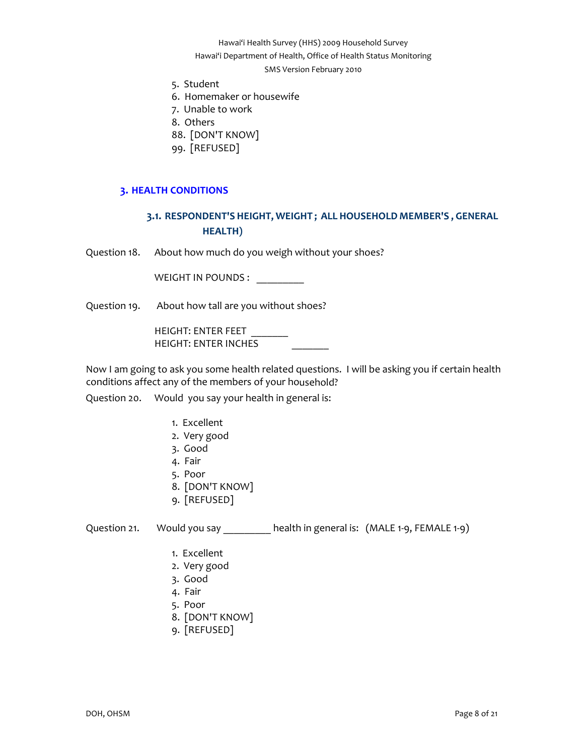5. Student
6. Homemaker or housewife
7. Unable to work
8. Others
88. [DON'T KNOW]
99. [REFUSED]

## 3. HEALTH CONDITIONS

### 3.1. RESPONDENT'S HEIGHT, WEIGHT ; ALL HOUSEHOLD MEMBER'S , GENERAL HEALTH)

Question 18. About how much do you weigh without your shoes?

WEIGHT IN POUNDS : _________

Question 19. About how tall are you without shoes?

HEIGHT: ENTER FEET _______
HEIGHT: ENTER INCHES _______

Now I am going to ask you some health related questions. I will be asking you if certain health conditions affect any of the members of your household?

Question 20. Would you say your health in general is:

1. Excellent
2. Very good
3. Good
4. Fair
5. Poor
8. [DON'T KNOW]
9. [REFUSED]

Question 21. Would you say _________ health in general is: (MALE 1-9, FEMALE 1-9)

1. Excellent
2. Very good
3. Good
4. Fair
5. Poor
8. [DON'T KNOW]
9. [REFUSED]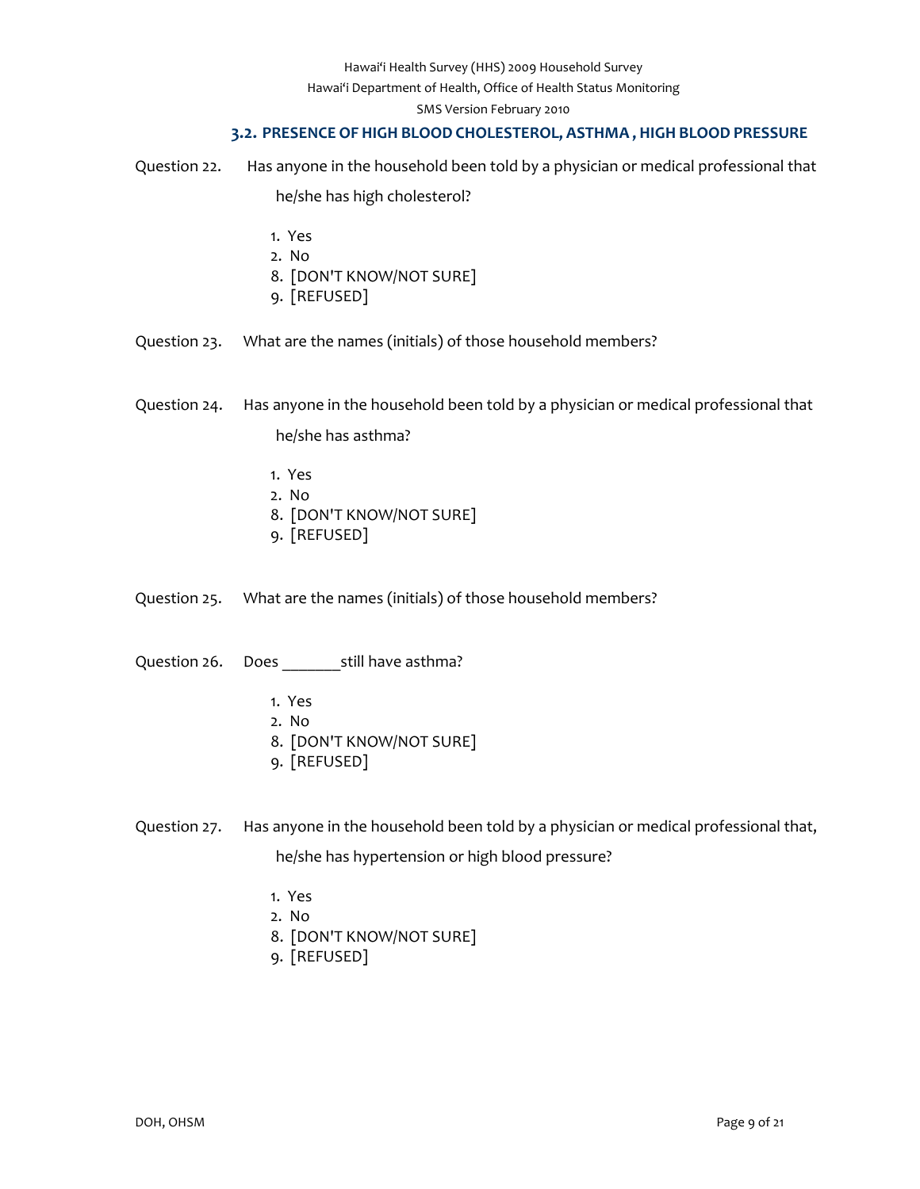### 3.2. PRESENCE OF HIGH BLOOD CHOLESTEROL, ASTHMA , HIGH BLOOD PRESSURE

Question 22. Has anyone in the household been told by a physician or medical professional that he/she has high cholesterol?

1. Yes
2. No
8. [DON'T KNOW/NOT SURE]
9. [REFUSED]

Question 23. What are the names (initials) of those household members?

Question 24. Has anyone in the household been told by a physician or medical professional that he/she has asthma?

1. Yes
2. No
8. [DON'T KNOW/NOT SURE]
9. [REFUSED]

Question 25. What are the names (initials) of those household members?

Question 26. Does _______still have asthma?

1. Yes
2. No
8. [DON'T KNOW/NOT SURE]
9. [REFUSED]

Question 27. Has anyone in the household been told by a physician or medical professional that, he/she has hypertension or high blood pressure?

1. Yes
2. No
8. [DON'T KNOW/NOT SURE]
9. [REFUSED]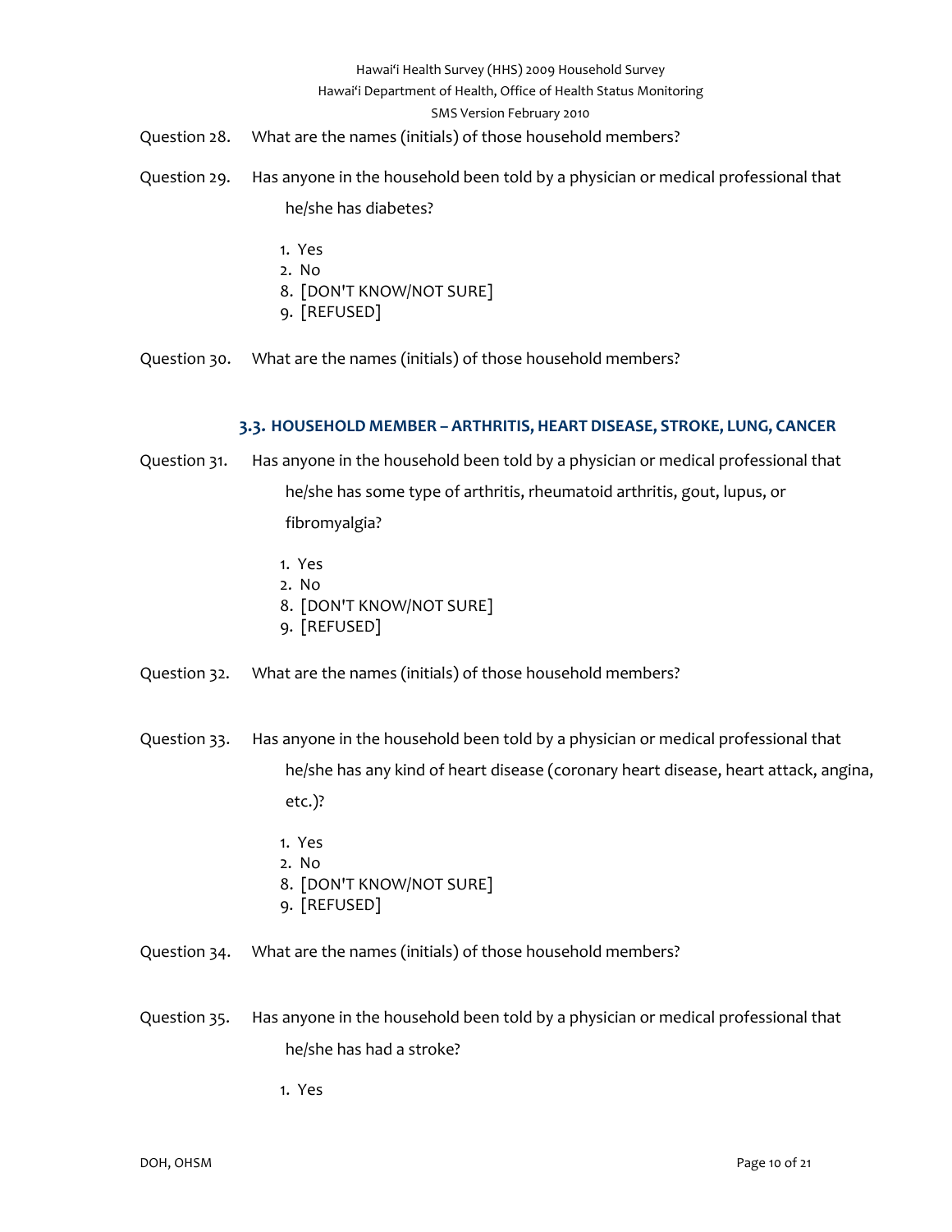Question 28. What are the names (initials) of those household members?

Question 29. Has anyone in the household been told by a physician or medical professional that he/she has diabetes?

1. Yes
2. No
8. [DON'T KNOW/NOT SURE]
9. [REFUSED]

Question 30. What are the names (initials) of those household members?

### 3.3. HOUSEHOLD MEMBER – ARTHRITIS, HEART DISEASE, STROKE, LUNG, CANCER

Question 31. Has anyone in the household been told by a physician or medical professional that he/she has some type of arthritis, rheumatoid arthritis, gout, lupus, or fibromyalgia?

1. Yes
2. No
8. [DON'T KNOW/NOT SURE]
9. [REFUSED]

Question 32. What are the names (initials) of those household members?

Question 33. Has anyone in the household been told by a physician or medical professional that he/she has any kind of heart disease (coronary heart disease, heart attack, angina, etc.)?

1. Yes
2. No
8. [DON'T KNOW/NOT SURE]
9. [REFUSED]

Question 34. What are the names (initials) of those household members?

Question 35. Has anyone in the household been told by a physician or medical professional that he/she has had a stroke?

1. Yes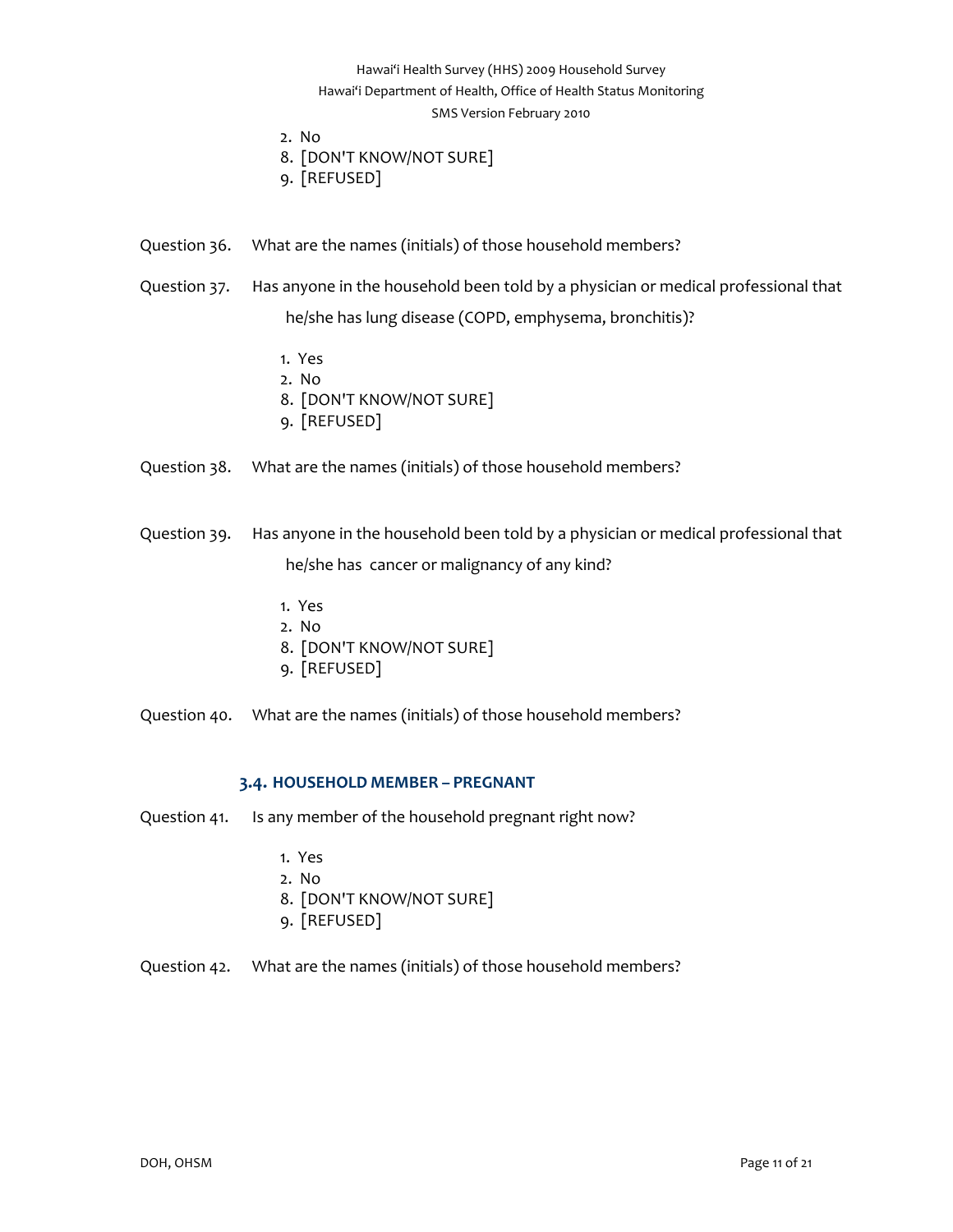2. No
8. [DON'T KNOW/NOT SURE]
9. [REFUSED]

Question 36. What are the names (initials) of those household members?

Question 37. Has anyone in the household been told by a physician or medical professional that he/she has lung disease (COPD, emphysema, bronchitis)?

1. Yes
2. No
8. [DON'T KNOW/NOT SURE]
9. [REFUSED]

Question 38. What are the names (initials) of those household members?

Question 39. Has anyone in the household been told by a physician or medical professional that he/she has cancer or malignancy of any kind?

1. Yes
2. No
8. [DON'T KNOW/NOT SURE]
9. [REFUSED]

Question 40. What are the names (initials) of those household members?

### 3.4. HOUSEHOLD MEMBER – PREGNANT

Question 41. Is any member of the household pregnant right now?

1. Yes
2. No
8. [DON'T KNOW/NOT SURE]
9. [REFUSED]

Question 42. What are the names (initials) of those household members?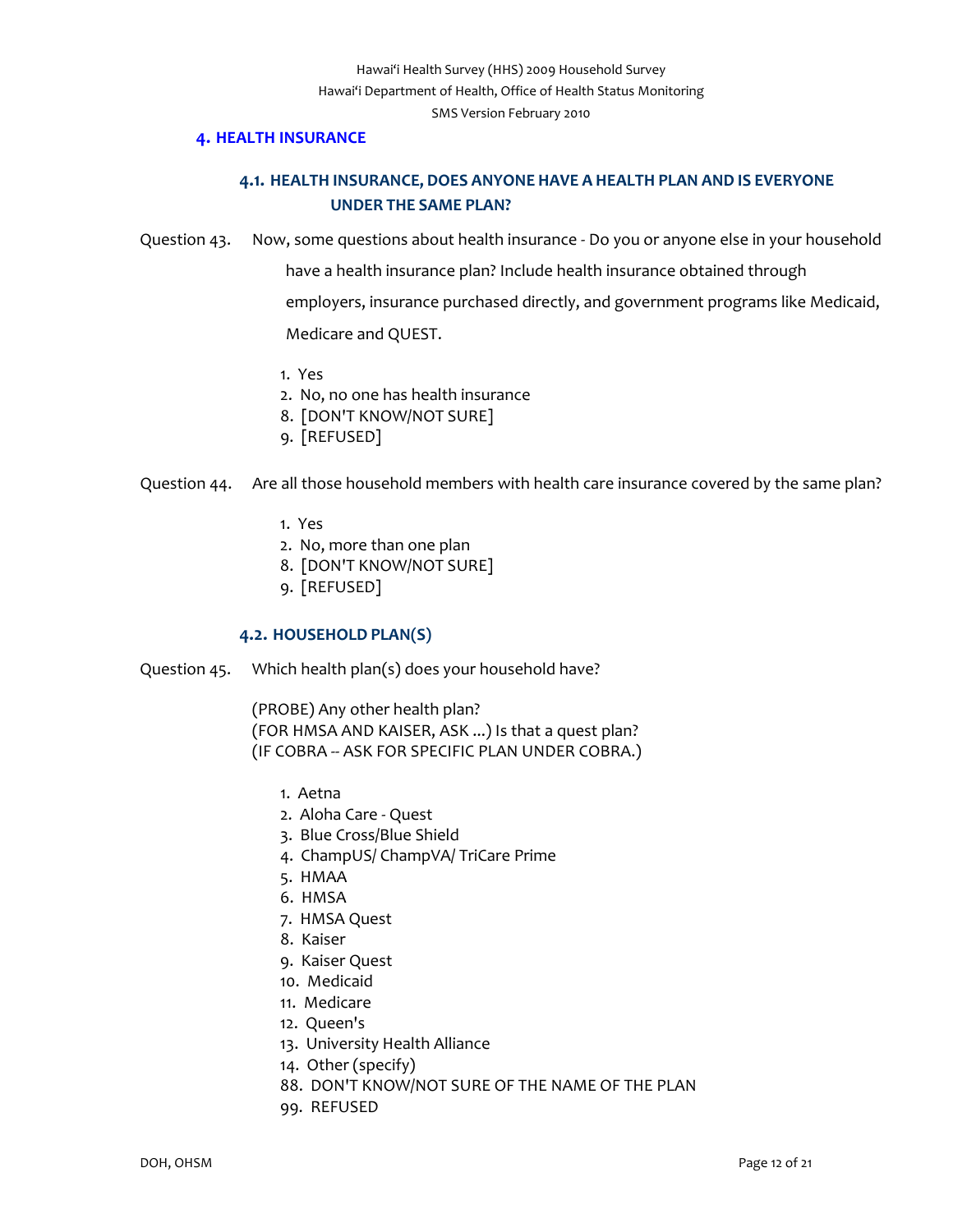## 4. HEALTH INSURANCE

### 4.1. HEALTH INSURANCE, DOES ANYONE HAVE A HEALTH PLAN AND IS EVERYONE UNDER THE SAME PLAN?

Question 43. Now, some questions about health insurance - Do you or anyone else in your household have a health insurance plan? Include health insurance obtained through employers, insurance purchased directly, and government programs like Medicaid, Medicare and QUEST.

1. Yes
2. No, no one has health insurance
8. [DON'T KNOW/NOT SURE]
9. [REFUSED]

Question 44. Are all those household members with health care insurance covered by the same plan?

1. Yes
2. No, more than one plan
8. [DON'T KNOW/NOT SURE]
9. [REFUSED]

### 4.2. HOUSEHOLD PLAN(S)

Question 45. Which health plan(s) does your household have?

(PROBE) Any other health plan?
(FOR HMSA AND KAISER, ASK ...) Is that a quest plan?
(IF COBRA -- ASK FOR SPECIFIC PLAN UNDER COBRA.)

1. Aetna
2. Aloha Care - Quest
3. Blue Cross/Blue Shield
4. ChampUS/ ChampVA/ TriCare Prime
5. HMAA
6. HMSA
7. HMSA Quest
8. Kaiser
9. Kaiser Quest
10. Medicaid
11. Medicare
12. Queen's
13. University Health Alliance
14. Other (specify)
88. DON'T KNOW/NOT SURE OF THE NAME OF THE PLAN
99. REFUSED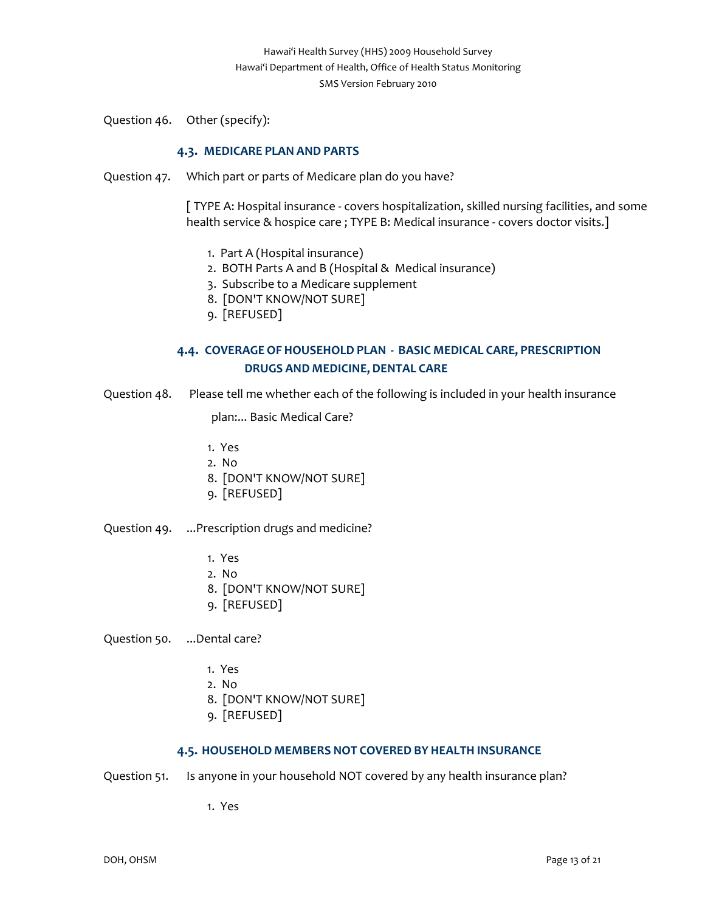Question 46. Other (specify):

### 4.3. MEDICARE PLAN AND PARTS

Question 47. Which part or parts of Medicare plan do you have?

[ TYPE A: Hospital insurance - covers hospitalization, skilled nursing facilities, and some health service & hospice care ; TYPE B: Medical insurance - covers doctor visits.]

1. Part A (Hospital insurance)
2. BOTH Parts A and B (Hospital & Medical insurance)
3. Subscribe to a Medicare supplement
8. [DON'T KNOW/NOT SURE]
9. [REFUSED]

### 4.4. COVERAGE OF HOUSEHOLD PLAN - BASIC MEDICAL CARE, PRESCRIPTION DRUGS AND MEDICINE, DENTAL CARE

Question 48. Please tell me whether each of the following is included in your health insurance plan:... Basic Medical Care?

1. Yes
2. No
8. [DON'T KNOW/NOT SURE]
9. [REFUSED]

Question 49. ...Prescription drugs and medicine?

1. Yes
2. No
8. [DON'T KNOW/NOT SURE]
9. [REFUSED]

Question 50. ...Dental care?

1. Yes
2. No
8. [DON'T KNOW/NOT SURE]
9. [REFUSED]

### 4.5. HOUSEHOLD MEMBERS NOT COVERED BY HEALTH INSURANCE

Question 51. Is anyone in your household NOT covered by any health insurance plan?

1. Yes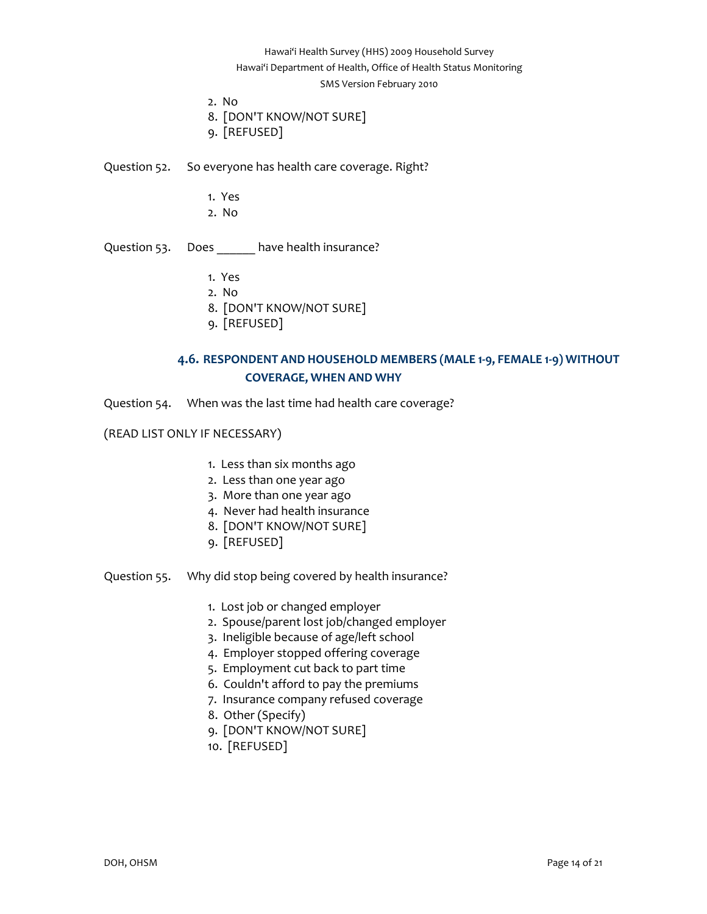2. No
8. [DON'T KNOW/NOT SURE]
9. [REFUSED]

Question 52. So everyone has health care coverage. Right?

1. Yes
2. No

Question 53. Does ______ have health insurance?

1. Yes
2. No
8. [DON'T KNOW/NOT SURE]
9. [REFUSED]

### 4.6. RESPONDENT AND HOUSEHOLD MEMBERS (MALE 1-9, FEMALE 1-9) WITHOUT COVERAGE, WHEN AND WHY

Question 54. When was the last time had health care coverage?

(READ LIST ONLY IF NECESSARY)

1. Less than six months ago
2. Less than one year ago
3. More than one year ago
4. Never had health insurance
8. [DON'T KNOW/NOT SURE]
9. [REFUSED]

Question 55. Why did stop being covered by health insurance?

1. Lost job or changed employer
2. Spouse/parent lost job/changed employer
3. Ineligible because of age/left school
4. Employer stopped offering coverage
5. Employment cut back to part time
6. Couldn't afford to pay the premiums
7. Insurance company refused coverage
8. Other (Specify)
9. [DON'T KNOW/NOT SURE]
10. [REFUSED]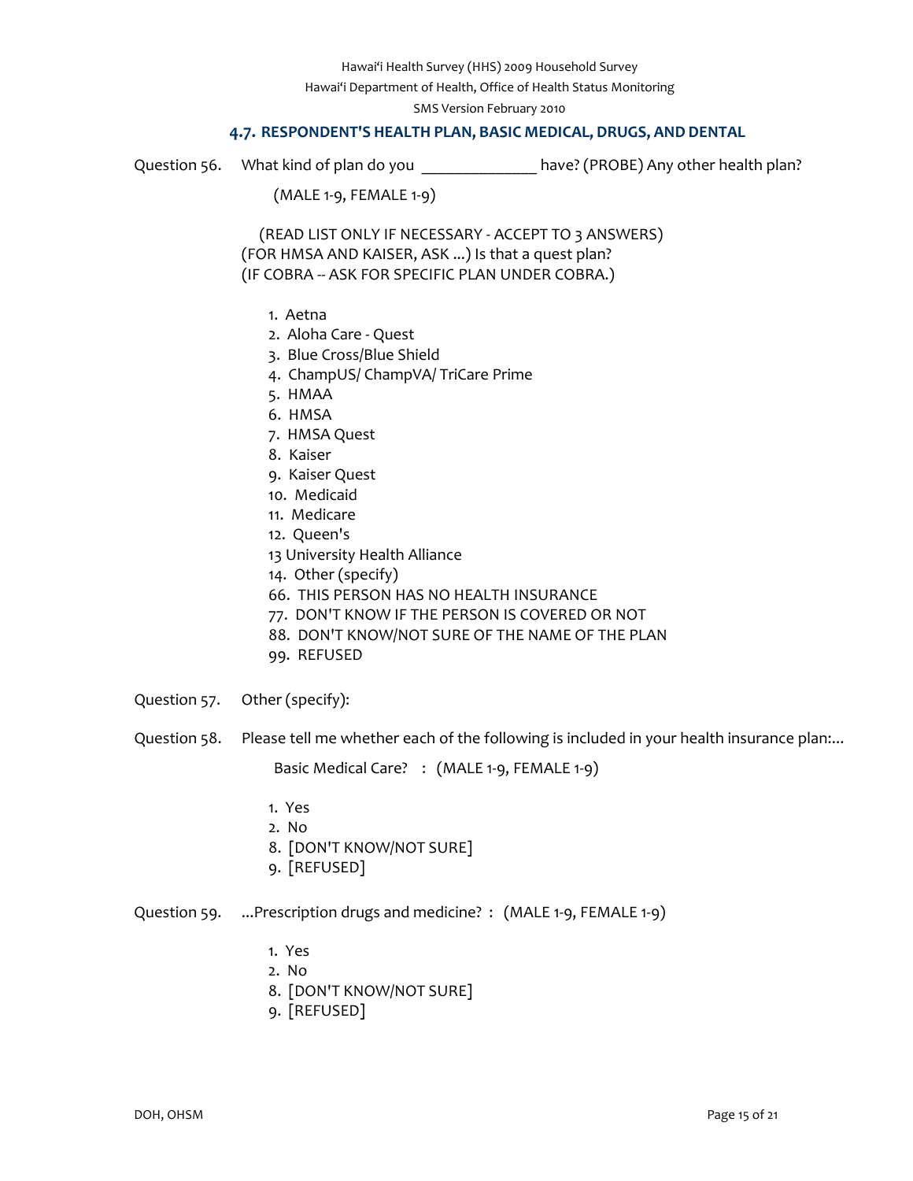### 4.7. RESPONDENT'S HEALTH PLAN, BASIC MEDICAL, DRUGS, AND DENTAL

Question 56. What kind of plan do you _____________ have? (PROBE) Any other health plan?

(MALE 1-9, FEMALE 1-9)

(READ LIST ONLY IF NECESSARY - ACCEPT TO 3 ANSWERS)
(FOR HMSA AND KAISER, ASK ...) Is that a quest plan?
(IF COBRA -- ASK FOR SPECIFIC PLAN UNDER COBRA.)

1. Aetna
2. Aloha Care - Quest
3. Blue Cross/Blue Shield
4. ChampUS/ ChampVA/ TriCare Prime
5. HMAA
6. HMSA
7. HMSA Quest
8. Kaiser
9. Kaiser Quest
10. Medicaid
11. Medicare
12. Queen's
13 University Health Alliance
14. Other (specify)
66. THIS PERSON HAS NO HEALTH INSURANCE
77. DON'T KNOW IF THE PERSON IS COVERED OR NOT
88. DON'T KNOW/NOT SURE OF THE NAME OF THE PLAN
99. REFUSED

Question 57. Other (specify):

Question 58. Please tell me whether each of the following is included in your health insurance plan:...

Basic Medical Care? : (MALE 1-9, FEMALE 1-9)

1. Yes
2. No
8. [DON'T KNOW/NOT SURE]
9. [REFUSED]

Question 59. ...Prescription drugs and medicine? : (MALE 1-9, FEMALE 1-9)

1. Yes
2. No
8. [DON'T KNOW/NOT SURE]
9. [REFUSED]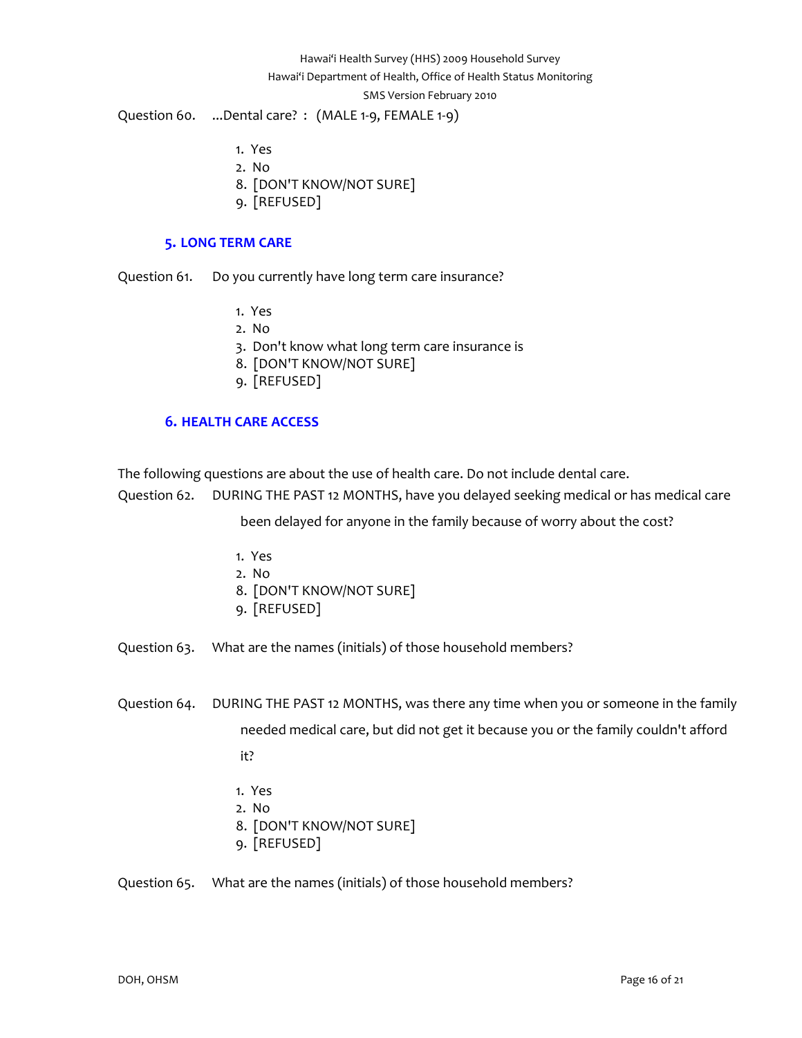Question 60. ...Dental care? : (MALE 1-9, FEMALE 1-9)

1. Yes
2. No
8. [DON'T KNOW/NOT SURE]
9. [REFUSED]

## 5. LONG TERM CARE

Question 61. Do you currently have long term care insurance?

1. Yes
2. No
3. Don't know what long term care insurance is
8. [DON'T KNOW/NOT SURE]
9. [REFUSED]

## 6. HEALTH CARE ACCESS

The following questions are about the use of health care. Do not include dental care.

Question 62. DURING THE PAST 12 MONTHS, have you delayed seeking medical or has medical care been delayed for anyone in the family because of worry about the cost?

1. Yes
2. No
8. [DON'T KNOW/NOT SURE]
9. [REFUSED]

Question 63. What are the names (initials) of those household members?

Question 64. DURING THE PAST 12 MONTHS, was there any time when you or someone in the family needed medical care, but did not get it because you or the family couldn't afford it?

1. Yes
2. No
8. [DON'T KNOW/NOT SURE]
9. [REFUSED]

Question 65. What are the names (initials) of those household members?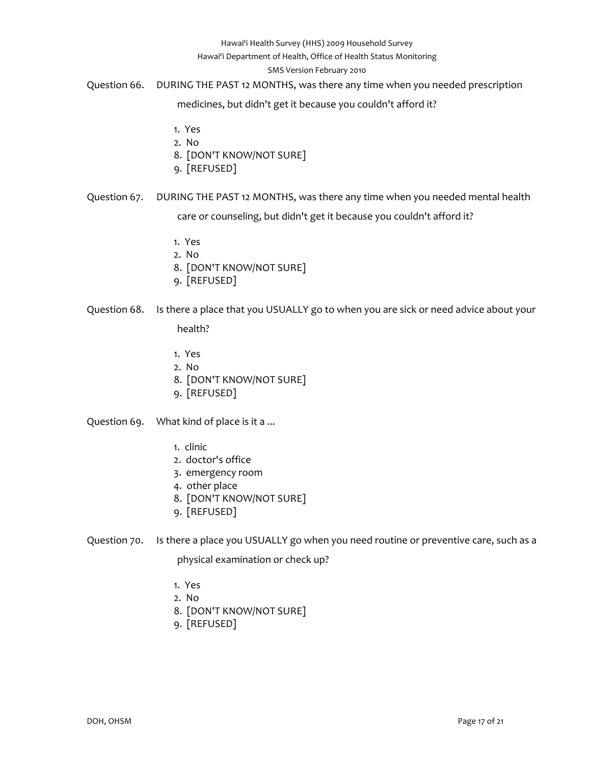Question 66. DURING THE PAST 12 MONTHS, was there any time when you needed prescription medicines, but didn't get it because you couldn't afford it?

1. Yes
2. No
8. [DON'T KNOW/NOT SURE]
9. [REFUSED]

Question 67. DURING THE PAST 12 MONTHS, was there any time when you needed mental health care or counseling, but didn't get it because you couldn't afford it?

1. Yes
2. No
8. [DON'T KNOW/NOT SURE]
9. [REFUSED]

Question 68. Is there a place that you USUALLY go to when you are sick or need advice about your health?

1. Yes
2. No
8. [DON'T KNOW/NOT SURE]
9. [REFUSED]

Question 69. What kind of place is it a ...

1. clinic
2. doctor's office
3. emergency room
4. other place
8. [DON'T KNOW/NOT SURE]
9. [REFUSED]

Question 70. Is there a place you USUALLY go when you need routine or preventive care, such as a physical examination or check up?

1. Yes
2. No
8. [DON'T KNOW/NOT SURE]
9. [REFUSED]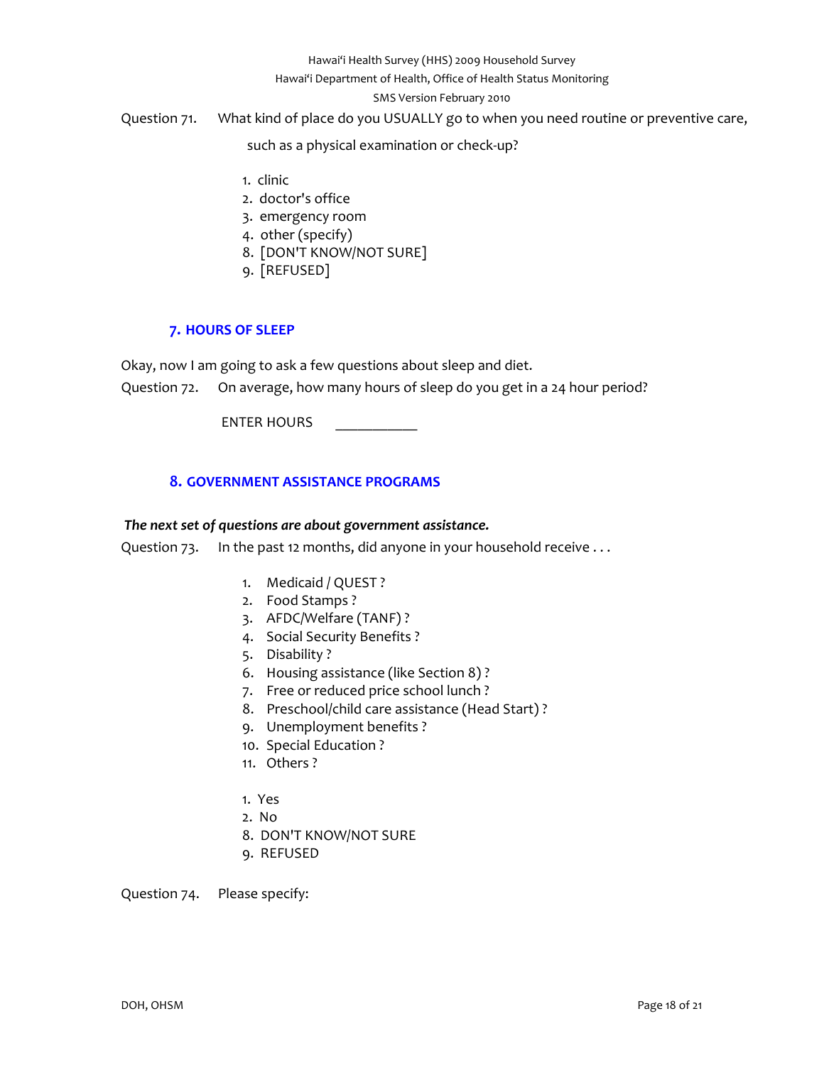Question 71. What kind of place do you USUALLY go to when you need routine or preventive care, such as a physical examination or check-up?

1. clinic
2. doctor's office
3. emergency room
4. other (specify)
8. [DON'T KNOW/NOT SURE]
9. [REFUSED]

## 7. HOURS OF SLEEP

Okay, now I am going to ask a few questions about sleep and diet.

Question 72. On average, how many hours of sleep do you get in a 24 hour period?

ENTER HOURS \_\_\_\_\_\_\_\_\_\_\_

## 8. GOVERNMENT ASSISTANCE PROGRAMS

***The next set of questions are about government assistance.***

Question 73. In the past 12 months, did anyone in your household receive . . .

1. Medicaid / QUEST ?
2. Food Stamps ?
3. AFDC/Welfare (TANF) ?
4. Social Security Benefits ?
5. Disability ?
6. Housing assistance (like Section 8) ?
7. Free or reduced price school lunch ?
8. Preschool/child care assistance (Head Start) ?
9. Unemployment benefits ?
10. Special Education ?
11. Others ?

1. Yes
2. No
8. DON'T KNOW/NOT SURE
9. REFUSED

Question 74. Please specify: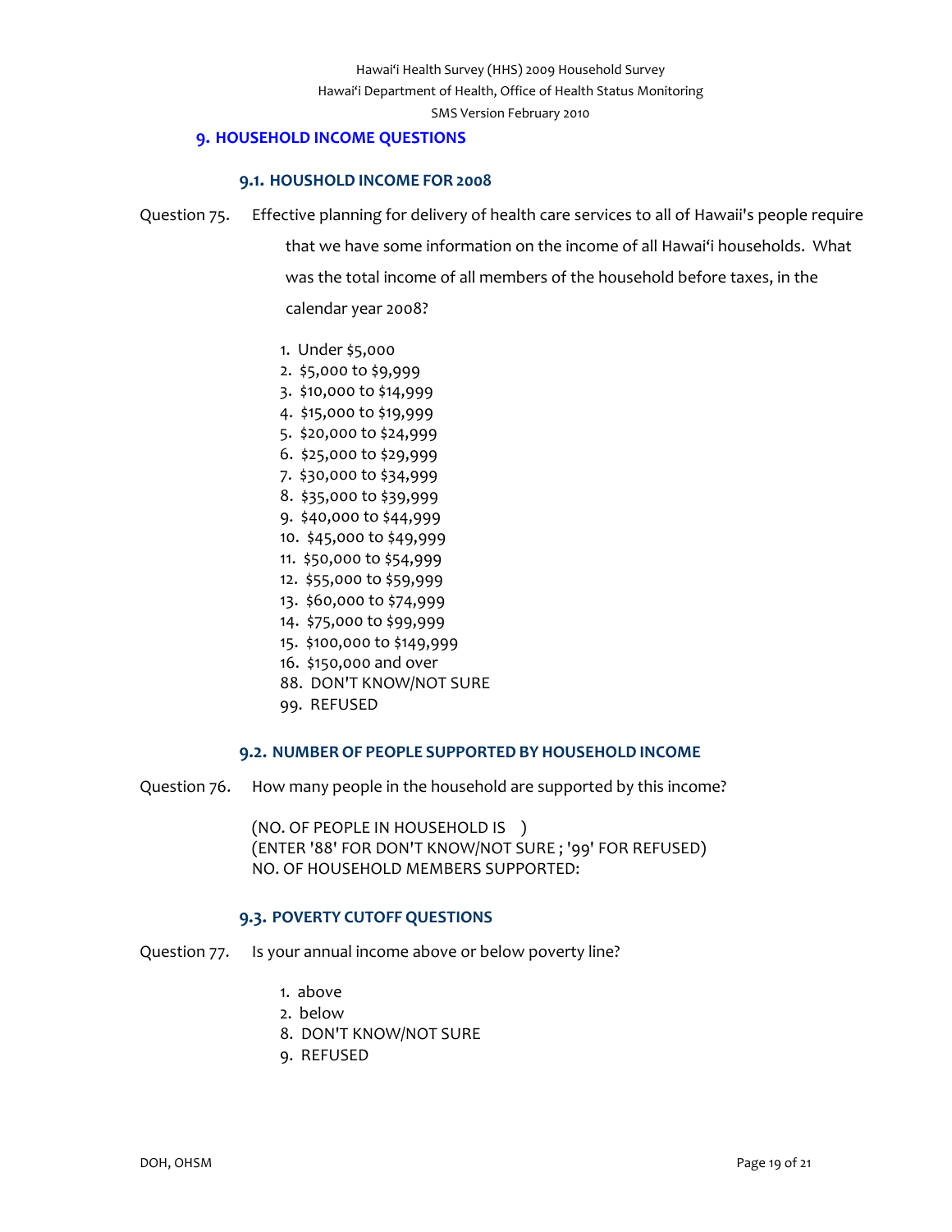## 9. HOUSEHOLD INCOME QUESTIONS

### 9.1. HOUSHOLD INCOME FOR 2008

Question 75. Effective planning for delivery of health care services to all of Hawaii's people require that we have some information on the income of all Hawai'i households. What was the total income of all members of the household before taxes, in the calendar year 2008?

1. Under $5,000
2. $5,000 to $9,999
3. $10,000 to $14,999
4. $15,000 to $19,999
5. $20,000 to $24,999
6. $25,000 to $29,999
7. $30,000 to $34,999
8. $35,000 to $39,999
9. $40,000 to $44,999
10. $45,000 to $49,999
11. $50,000 to $54,999
12. $55,000 to $59,999
13. $60,000 to $74,999
14. $75,000 to $99,999
15. $100,000 to $149,999
16. $150,000 and over
88. DON'T KNOW/NOT SURE
99. REFUSED

### 9.2. NUMBER OF PEOPLE SUPPORTED BY HOUSEHOLD INCOME

Question 76. How many people in the household are supported by this income?

(NO. OF PEOPLE IN HOUSEHOLD IS )
(ENTER '88' FOR DON'T KNOW/NOT SURE ; '99' FOR REFUSED)
NO. OF HOUSEHOLD MEMBERS SUPPORTED:

### 9.3. POVERTY CUTOFF QUESTIONS

Question 77. Is your annual income above or below poverty line?

1. above
2. below
8. DON'T KNOW/NOT SURE
9. REFUSED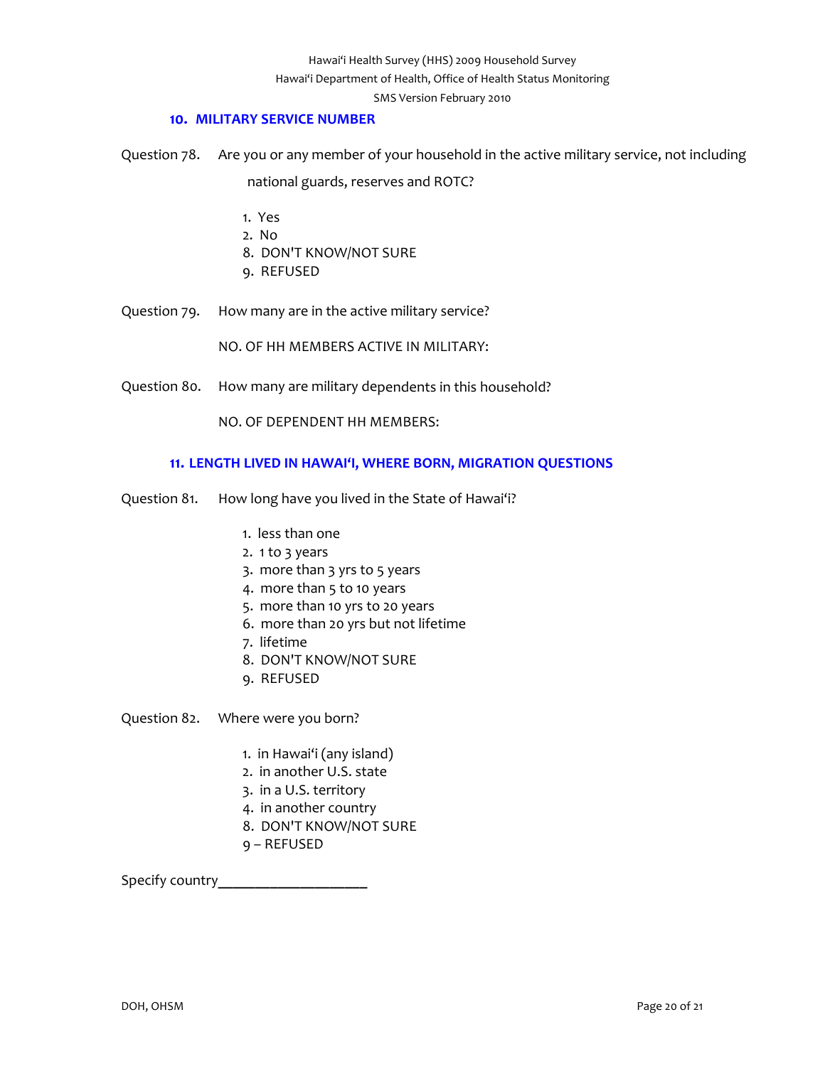## 10. MILITARY SERVICE NUMBER

Question 78. Are you or any member of your household in the active military service, not including national guards, reserves and ROTC?

1. Yes
2. No
8. DON'T KNOW/NOT SURE
9. REFUSED

Question 79. How many are in the active military service?

NO. OF HH MEMBERS ACTIVE IN MILITARY:

Question 80. How many are military dependents in this household?

NO. OF DEPENDENT HH MEMBERS:

## 11. LENGTH LIVED IN HAWAIʻI, WHERE BORN, MIGRATION QUESTIONS

Question 81. How long have you lived in the State of Hawaiʻi?

1. less than one
2. 1 to 3 years
3. more than 3 yrs to 5 years
4. more than 5 to 10 years
5. more than 10 yrs to 20 years
6. more than 20 yrs but not lifetime
7. lifetime
8. DON'T KNOW/NOT SURE
9. REFUSED

Question 82. Where were you born?

1. in Hawaiʻi (any island)
2. in another U.S. state
3. in a U.S. territory
4. in another country
8. DON'T KNOW/NOT SURE
9 – REFUSED

Specify country____________________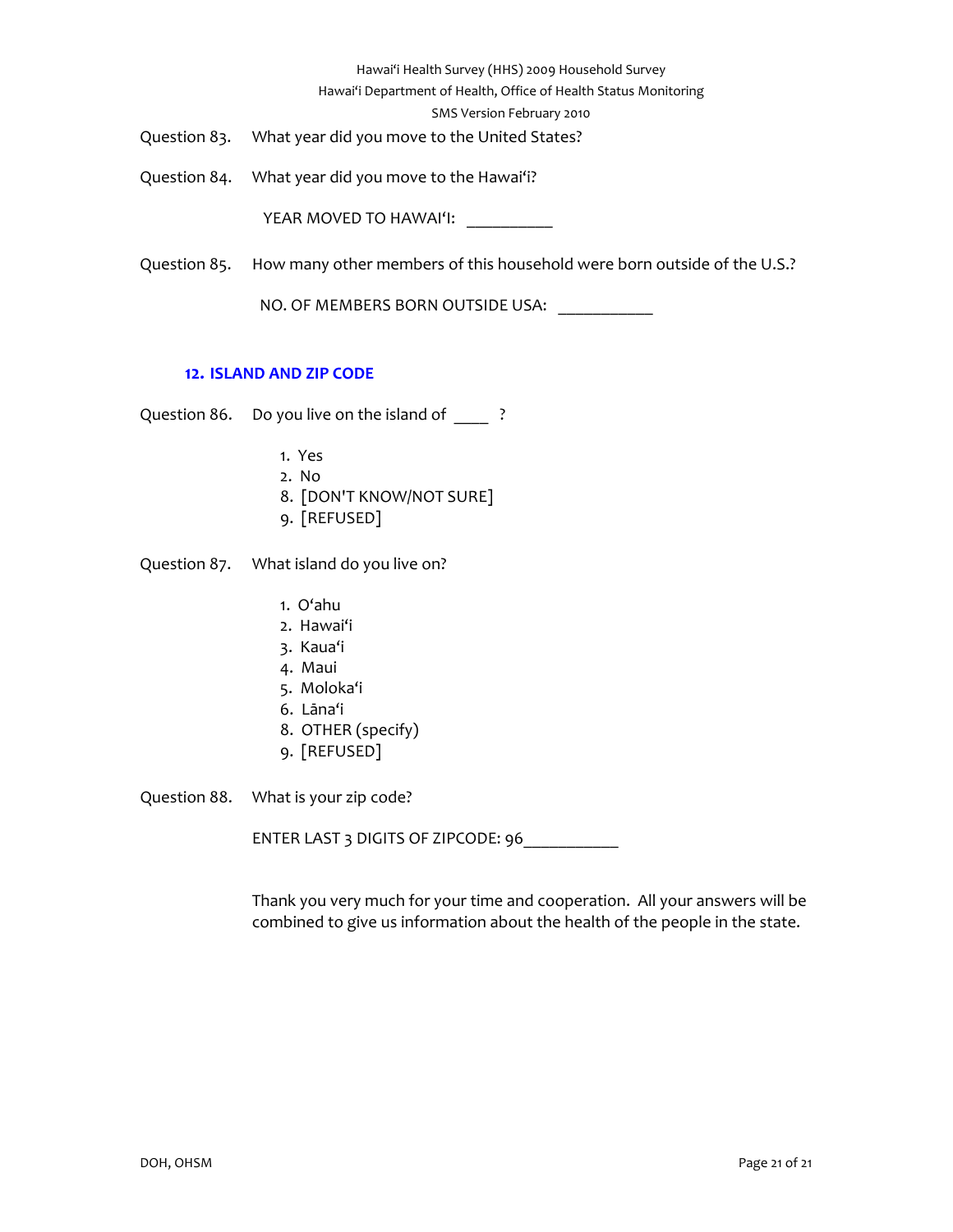Question 83. What year did you move to the United States?

Question 84. What year did you move to the Hawaiʻi?

YEAR MOVED TO HAWAIʻI: __________

Question 85. How many other members of this household were born outside of the U.S.?

NO. OF MEMBERS BORN OUTSIDE USA: ___________

## 12. ISLAND AND ZIP CODE

Question 86. Do you live on the island of ____ ?

1. Yes
2. No
8. [DON'T KNOW/NOT SURE]
9. [REFUSED]

Question 87. What island do you live on?

1. Oʻahu
2. Hawaiʻi
3. Kauaʻi
4. Maui
5. Molokaʻi
6. Lānaʻi
8. OTHER (specify)
9. [REFUSED]

Question 88. What is your zip code?

ENTER LAST 3 DIGITS OF ZIPCODE: 96___________

Thank you very much for your time and cooperation. All your answers will be combined to give us information about the health of the people in the state.